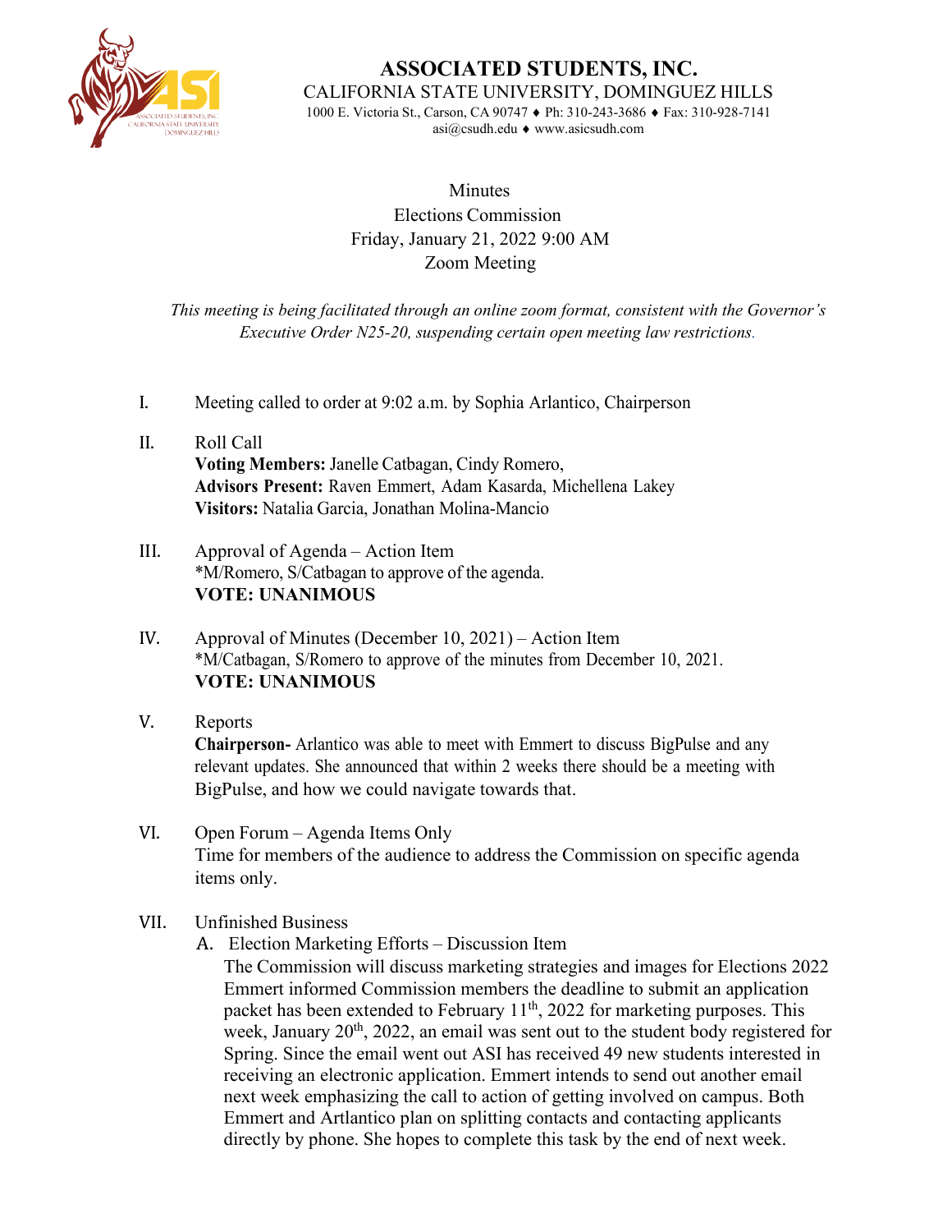# ASSOCIATED STUDENTS, INC.

CALIFORNIA STATE UNIVERSITY, DOMINGUEZ HILLS

1000 E. Victoria St., Carson, CA 90747 ♦ Ph: 310-243-3686 ♦ Fax: 310-928-7141

asi@csudh.edu ♦ www.asicsudh.com

Minutes
Elections Commission
Friday, January 21, 2022 9:00 AM
Zoom Meeting

*This meeting is being facilitated through an online zoom format, consistent with the Governor's Executive Order N25-20, suspending certain open meeting law restrictions.*

I. Meeting called to order at 9:02 a.m. by Sophia Arlantico, Chairperson

II. Roll Call
**Voting Members:** Janelle Catbagan, Cindy Romero,
**Advisors Present:** Raven Emmert, Adam Kasarda, Michellena Lakey
**Visitors:** Natalia Garcia, Jonathan Molina-Mancio

III. Approval of Agenda – Action Item
*M/Romero, S/Catbagan to approve of the agenda.
**VOTE: UNANIMOUS**

IV. Approval of Minutes (December 10, 2021) – Action Item
*M/Catbagan, S/Romero to approve of the minutes from December 10, 2021.
**VOTE: UNANIMOUS**

V. Reports
**Chairperson-** Arlantico was able to meet with Emmert to discuss BigPulse and any relevant updates. She announced that within 2 weeks there should be a meeting with BigPulse, and how we could navigate towards that.

VI. Open Forum – Agenda Items Only
Time for members of the audience to address the Commission on specific agenda items only.

VII. Unfinished Business

A. Election Marketing Efforts – Discussion Item
The Commission will discuss marketing strategies and images for Elections 2022 Emmert informed Commission members the deadline to submit an application packet has been extended to February 11th, 2022 for marketing purposes. This week, January 20th, 2022, an email was sent out to the student body registered for Spring. Since the email went out ASI has received 49 new students interested in receiving an electronic application. Emmert intends to send out another email next week emphasizing the call to action of getting involved on campus. Both Emmert and Artlantico plan on splitting contacts and contacting applicants directly by phone. She hopes to complete this task by the end of next week.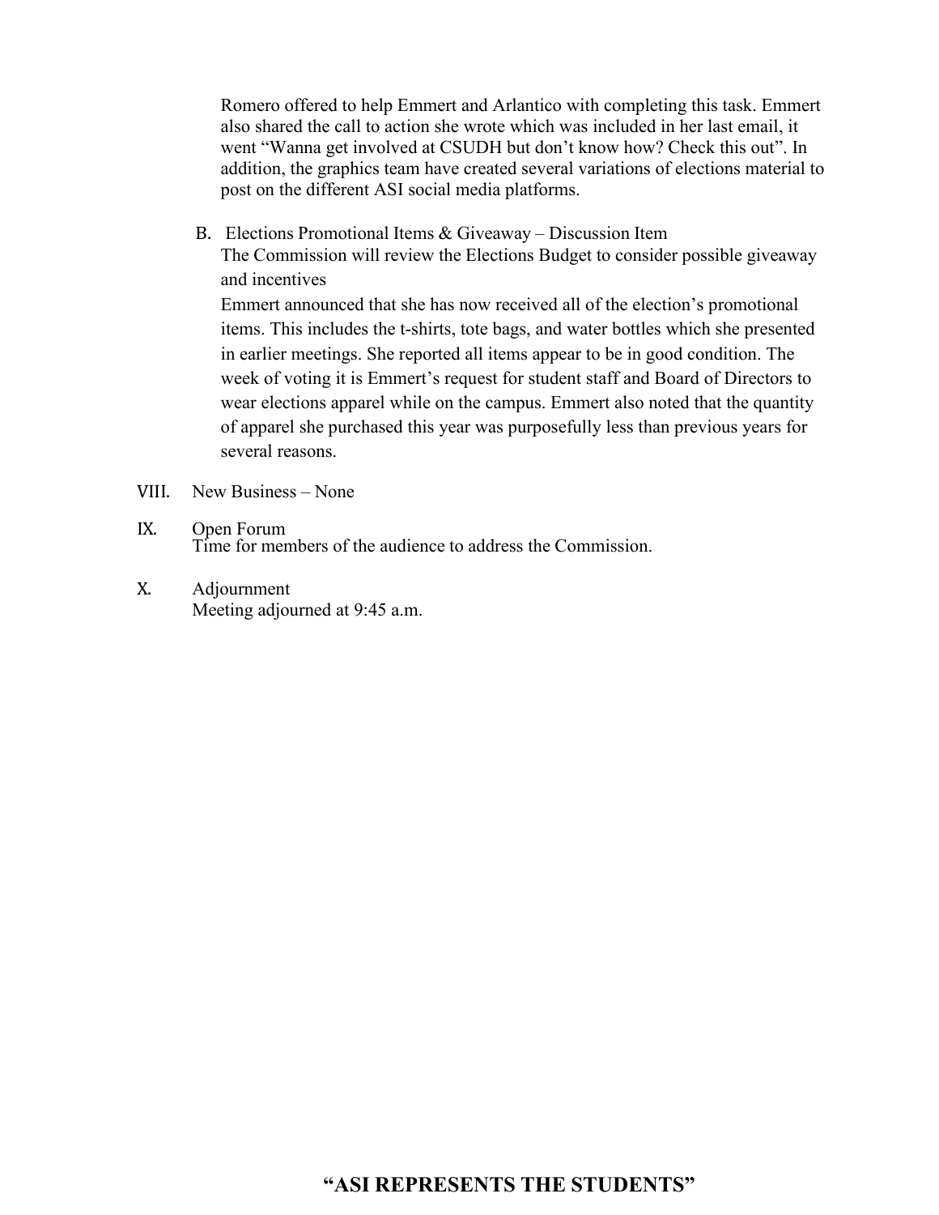Romero offered to help Emmert and Arlantico with completing this task. Emmert also shared the call to action she wrote which was included in her last email, it went "Wanna get involved at CSUDH but don't know how? Check this out". In addition, the graphics team have created several variations of elections material to post on the different ASI social media platforms.

B. Elections Promotional Items & Giveaway – Discussion Item
The Commission will review the Elections Budget to consider possible giveaway and incentives
Emmert announced that she has now received all of the election's promotional items. This includes the t-shirts, tote bags, and water bottles which she presented in earlier meetings. She reported all items appear to be in good condition. The week of voting it is Emmert's request for student staff and Board of Directors to wear elections apparel while on the campus. Emmert also noted that the quantity of apparel she purchased this year was purposefully less than previous years for several reasons.

VIII. New Business – None

IX. Open Forum
Time for members of the audience to address the Commission.

X. Adjournment
Meeting adjourned at 9:45 a.m.

**"ASI REPRESENTS THE STUDENTS"**